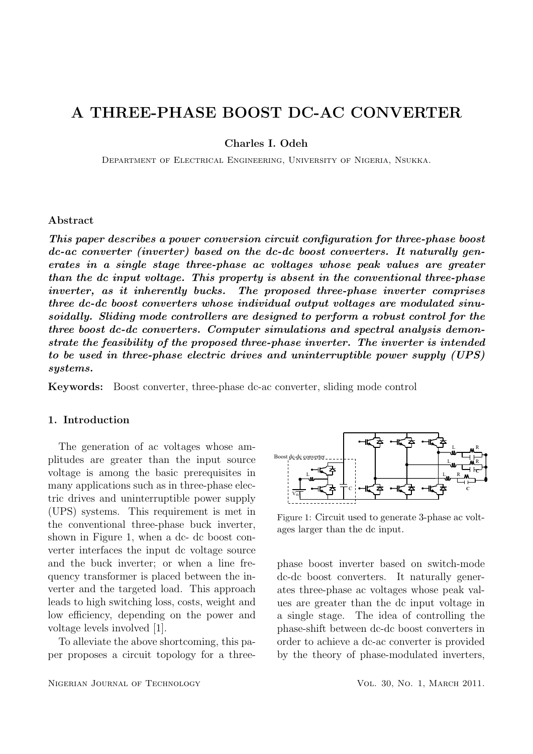# A THREE-PHASE BOOST DC-AC CONVERTER

**Charles I. Odeh**

Department of Electrical Engineering, University of Nigeria, Nsukka.

### Abstract

***This paper describes a power conversion circuit configuration for three-phase boost dc-ac converter (inverter) based on the dc-dc boost converters. It naturally generates in a single stage three-phase ac voltages whose peak values are greater than the dc input voltage. This property is absent in the conventional three-phase inverter, as it inherently bucks. The proposed three-phase inverter comprises three dc-dc boost converters whose individual output voltages are modulated sinusoidally. Sliding mode controllers are designed to perform a robust control for the three boost dc-dc converters. Computer simulations and spectral analysis demonstrate the feasibility of the proposed three-phase inverter. The inverter is intended to be used in three-phase electric drives and uninterruptible power supply (UPS) systems.***

**Keywords:** Boost converter, three-phase dc-ac converter, sliding mode control

### 1. Introduction

The generation of ac voltages whose amplitudes are greater than the input source voltage is among the basic prerequisites in many applications such as in three-phase electric drives and uninterruptible power supply (UPS) systems. This requirement is met in the conventional three-phase buck inverter, shown in Figure 1, when a dc- dc boost converter interfaces the input dc voltage source and the buck inverter; or when a line frequency transformer is placed between the inverter and the targeted load. This approach leads to high switching loss, costs, weight and low efficiency, depending on the power and voltage levels involved [1].

To alleviate the above shortcoming, this paper proposes a circuit topology for a three-phase boost inverter based on switch-mode dc-dc boost converters. It naturally generates three-phase ac voltages whose peak values are greater than the dc input voltage in a single stage. The idea of controlling the phase-shift between dc-dc boost converters in order to achieve a dc-ac converter is provided by the theory of phase-modulated inverters,

Figure 1: Circuit used to generate 3-phase ac voltages larger than the dc input.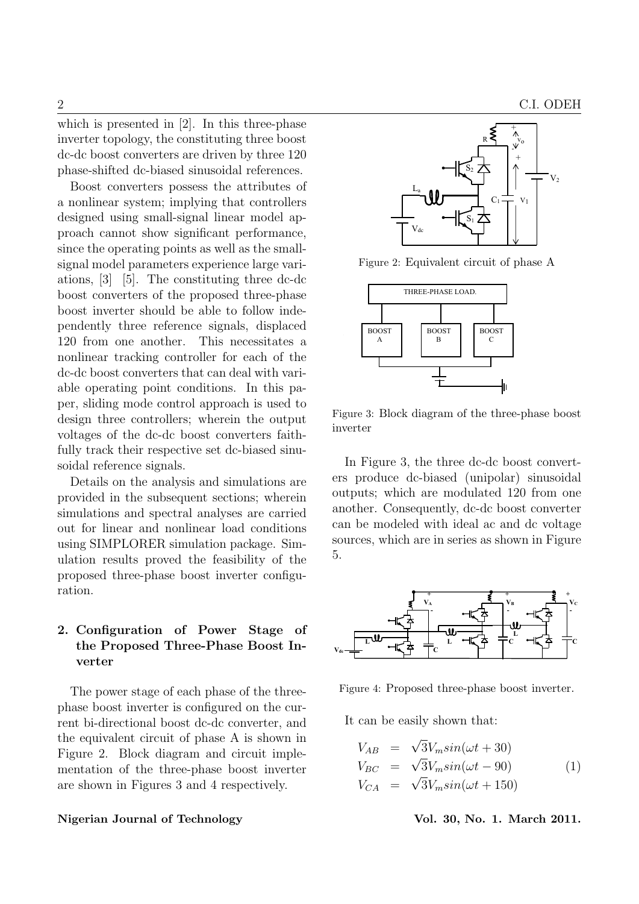which is presented in [2]. In this three-phase inverter topology, the constituting three boost dc-dc boost converters are driven by three 120 phase-shifted dc-biased sinusoidal references.

Boost converters possess the attributes of a nonlinear system; implying that controllers designed using small-signal linear model approach cannot show significant performance, since the operating points as well as the small-signal model parameters experience large variations, [3] [5]. The constituting three dc-dc boost converters of the proposed three-phase boost inverter should be able to follow independently three reference signals, displaced 120 from one another. This necessitates a nonlinear tracking controller for each of the dc-dc boost converters that can deal with variable operating point conditions. In this paper, sliding mode control approach is used to design three controllers; wherein the output voltages of the dc-dc boost converters faithfully track their respective set dc-biased sinusoidal reference signals.

Details on the analysis and simulations are provided in the subsequent sections; wherein simulations and spectral analyses are carried out for linear and nonlinear load conditions using SIMPLORER simulation package. Simulation results proved the feasibility of the proposed three-phase boost inverter configuration.

## 2. Configuration of Power Stage of the Proposed Three-Phase Boost Inverter

The power stage of each phase of the three-phase boost inverter is configured on the current bi-directional boost dc-dc converter, and the equivalent circuit of phase A is shown in Figure 2. Block diagram and circuit implementation of the three-phase boost inverter are shown in Figures 3 and 4 respectively.

Figure 2: Equivalent circuit of phase A

Figure 3: Block diagram of the three-phase boost inverter

In Figure 3, the three dc-dc boost converters produce dc-biased (unipolar) sinusoidal outputs; which are modulated 120 from one another. Consequently, dc-dc boost converter can be modeled with ideal ac and dc voltage sources, which are in series as shown in Figure 5.

Figure 4: Proposed three-phase boost inverter.

It can be easily shown that:

$$
\begin{aligned}
V_{AB} &= \sqrt{3}V_m sin(\omega t + 30) \\
V_{BC} &= \sqrt{3}V_m sin(\omega t - 90) \\
V_{CA} &= \sqrt{3}V_m sin(\omega t + 150)
\end{aligned}
\quad (1)
$$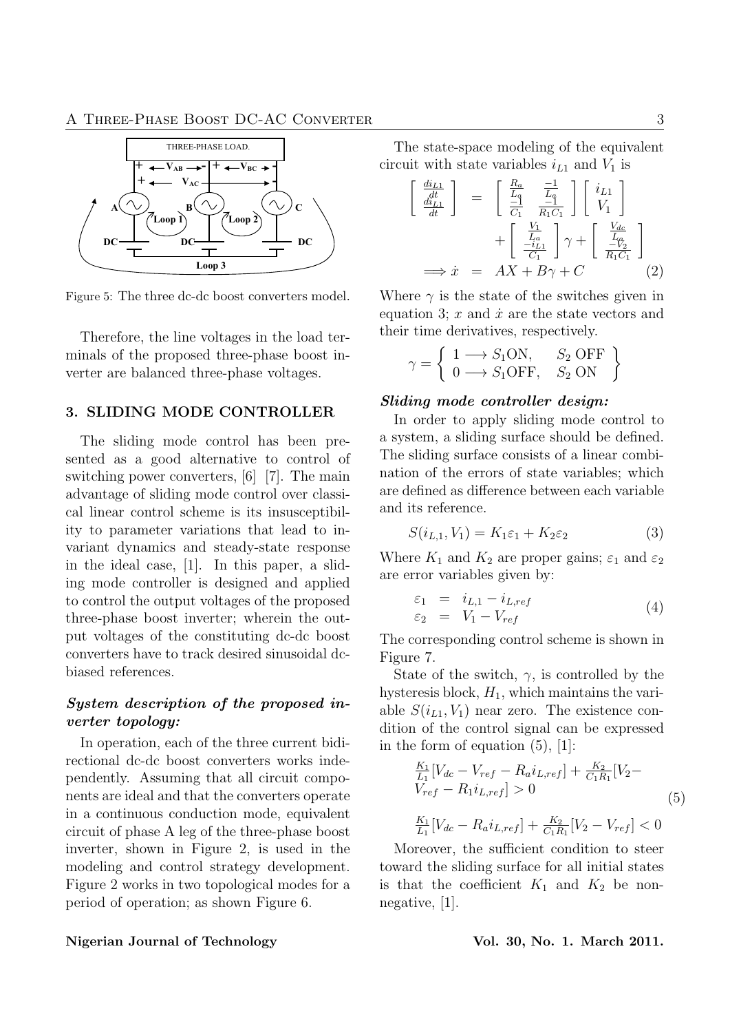Figure 5: The three dc-dc boost converters model.

Therefore, the line voltages in the load terminals of the proposed three-phase boost inverter are balanced three-phase voltages.

## 3. SLIDING MODE CONTROLLER

The sliding mode control has been presented as a good alternative to control of switching power converters, [6] [7]. The main advantage of sliding mode control over classical linear control scheme is its insusceptibility to parameter variations that lead to invariant dynamics and steady-state response in the ideal case, [1]. In this paper, a sliding mode controller is designed and applied to control the output voltages of the proposed three-phase boost inverter; wherein the output voltages of the constituting dc-dc boost converters have to track desired sinusoidal dc-biased references.

### *System description of the proposed inverter topology:*

In operation, each of the three current bidirectional dc-dc boost converters works independently. Assuming that all circuit components are ideal and that the converters operate in a continuous conduction mode, equivalent circuit of phase A leg of the three-phase boost inverter, shown in Figure 2, is used in the modeling and control strategy development. Figure 2 works in two topological modes for a period of operation; as shown Figure 6.

The state-space modeling of the equivalent circuit with state variables $i_{L1}$ and $V_1$ is

$$\begin{aligned} \begin{bmatrix} \frac{di_{L1}}{dt} \\ \frac{di_{L1}}{dt} \end{bmatrix} &= \begin{bmatrix} \frac{R_a}{L_a} & \frac{-1}{L_a} \\ \frac{-1}{C_1} & \frac{-1}{R_1 C_1} \end{bmatrix} \begin{bmatrix} i_{L1} \\ V_1 \end{bmatrix} \\ &+ \begin{bmatrix} \frac{V_1}{L_a} \\ \frac{-i_{L1}}{C_1} \end{bmatrix} \gamma + \begin{bmatrix} \frac{V_{dc}}{L_a} \\ \frac{-V_2}{R_1 C_1} \end{bmatrix} \\ \Longrightarrow \dot{x} &= AX + B\gamma + C \end{aligned} \tag{2}$$

Where $\gamma$ is the state of the switches given in equation 3; $x$ and $\dot{x}$ are the state vectors and their time derivatives, respectively.

$$\gamma = \left\{ \begin{array}{ll} 1 \longrightarrow S_1\text{ON}, & S_2 \text{ OFF} \\ 0 \longrightarrow S_1\text{OFF}, & S_2 \text{ ON} \end{array} \right\}$$

### *Sliding mode controller design:*

In order to apply sliding mode control to a system, a sliding surface should be defined. The sliding surface consists of a linear combination of the errors of state variables; which are defined as difference between each variable and its reference.

$$S(i_{L,1}, V_1) = K_1\varepsilon_1 + K_2\varepsilon_2 \tag{3}$$

Where $K_1$ and $K_2$ are proper gains; $\varepsilon_1$ and $\varepsilon_2$ are error variables given by:

$$\begin{aligned} \varepsilon_1 &= i_{L,1} - i_{L,ref} \\ \varepsilon_2 &= V_1 - V_{ref} \end{aligned} \tag{4}$$

The corresponding control scheme is shown in Figure 7.

State of the switch, $\gamma$, is controlled by the hysteresis block, $H_1$, which maintains the variable $S(i_{L1}, V_1)$ near zero. The existence condition of the control signal can be expressed in the form of equation (5), [1]:

$$\begin{aligned} &\tfrac{K_1}{L_1}[V_{dc} - V_{ref} - R_a i_{L,ref}] + \tfrac{K_2}{C_1 R_1}[V_2 - V_{ref} - R_1 i_{L,ref}] > 0 \\ &\tfrac{K_1}{L_1}[V_{dc} - R_a i_{L,ref}] + \tfrac{K_2}{C_1 R_1}[V_2 - V_{ref}] < 0 \end{aligned} \tag{5}$$

Moreover, the sufficient condition to steer toward the sliding surface for all initial states is that the coefficient $K_1$ and $K_2$ be non-negative, [1].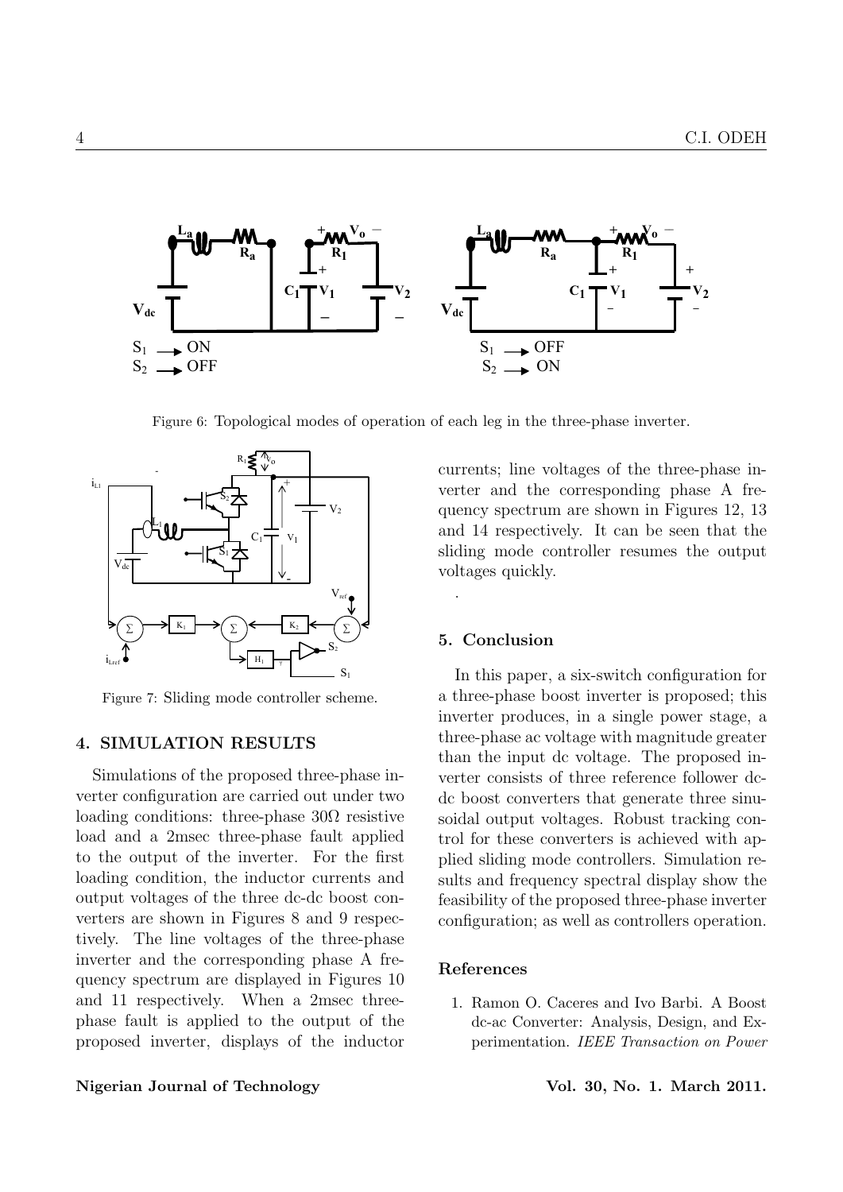Figure 6: Topological modes of operation of each leg in the three-phase inverter.

Figure 7: Sliding mode controller scheme.

## 4. SIMULATION RESULTS

Simulations of the proposed three-phase inverter configuration are carried out under two loading conditions: three-phase 30Ω resistive load and a 2msec three-phase fault applied to the output of the inverter. For the first loading condition, the inductor currents and output voltages of the three dc-dc boost converters are shown in Figures 8 and 9 respectively. The line voltages of the three-phase inverter and the corresponding phase A frequency spectrum are displayed in Figures 10 and 11 respectively. When a 2msec three-phase fault is applied to the output of the proposed inverter, displays of the inductor currents; line voltages of the three-phase inverter and the corresponding phase A frequency spectrum are shown in Figures 12, 13 and 14 respectively. It can be seen that the sliding mode controller resumes the output voltages quickly.

## 5. Conclusion

In this paper, a six-switch configuration for a three-phase boost inverter is proposed; this inverter produces, in a single power stage, a three-phase ac voltage with magnitude greater than the input dc voltage. The proposed inverter consists of three reference follower dc-dc boost converters that generate three sinusoidal output voltages. Robust tracking control for these converters is achieved with applied sliding mode controllers. Simulation results and frequency spectral display show the feasibility of the proposed three-phase inverter configuration; as well as controllers operation.

### References

1. Ramon O. Caceres and Ivo Barbi. A Boost dc-ac Converter: Analysis, Design, and Experimentation. *IEEE Transaction on Power*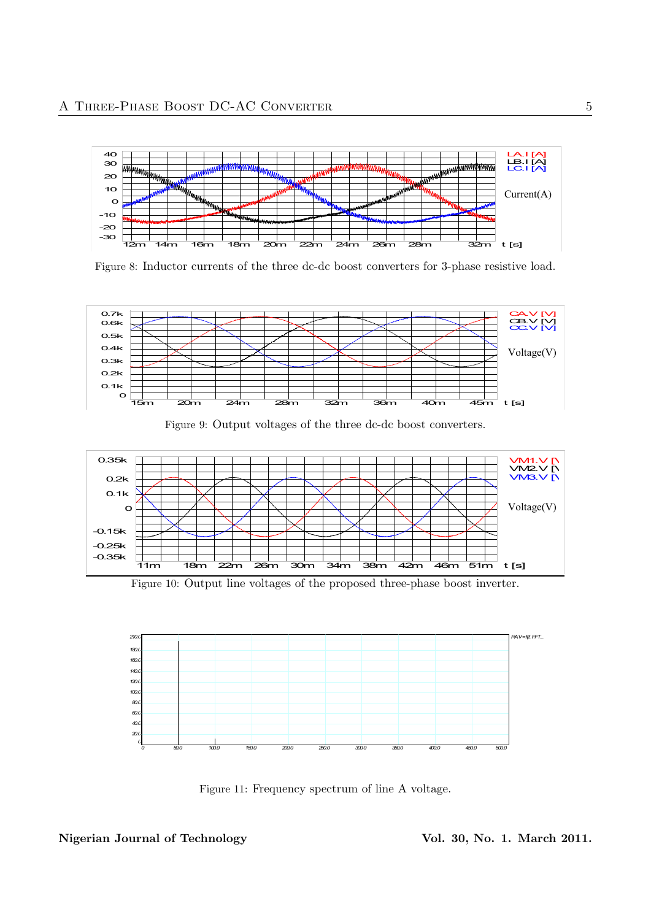Figure 8: Inductor currents of the three dc-dc boost converters for 3-phase resistive load.

Figure 9: Output voltages of the three dc-dc boost converters.

Figure 10: Output line voltages of the proposed three-phase boost inverter.

Figure 11: Frequency spectrum of line A voltage.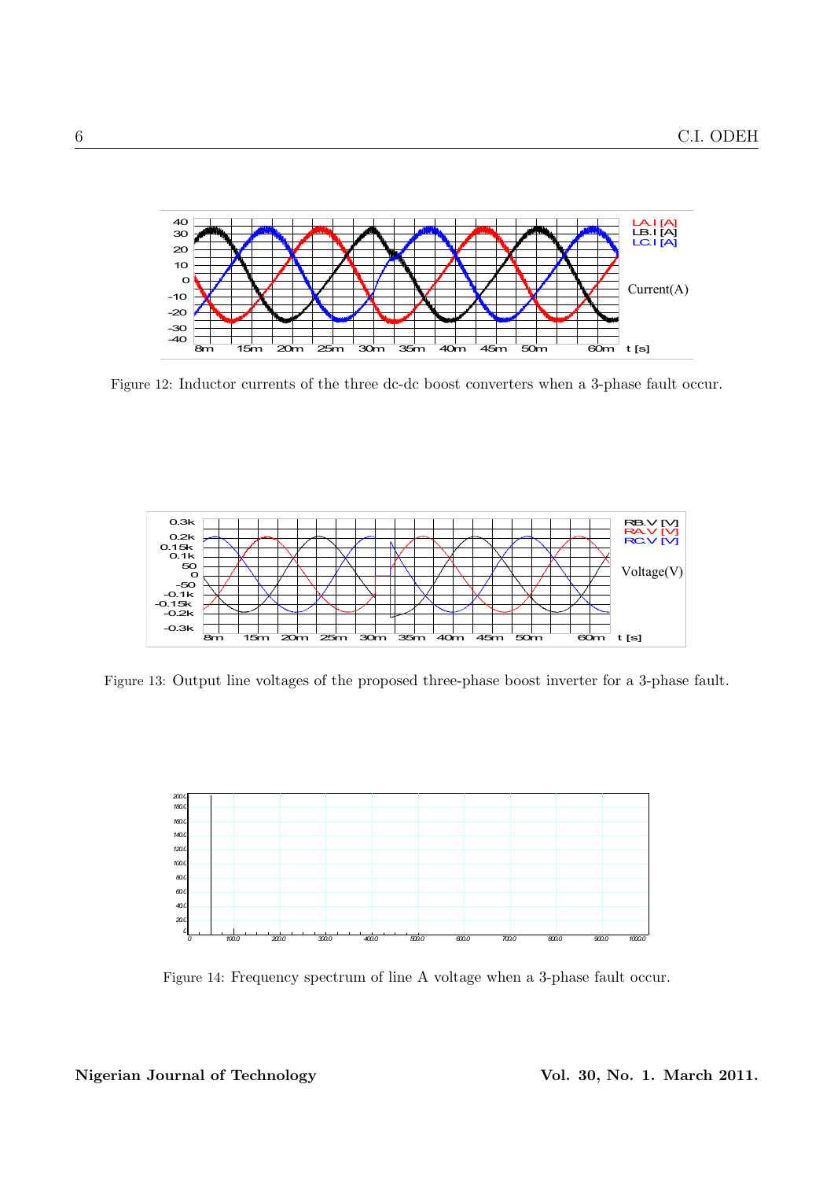Figure 12: Inductor currents of the three dc-dc boost converters when a 3-phase fault occur.

Figure 13: Output line voltages of the proposed three-phase boost inverter for a 3-phase fault.

Figure 14: Frequency spectrum of line A voltage when a 3-phase fault occur.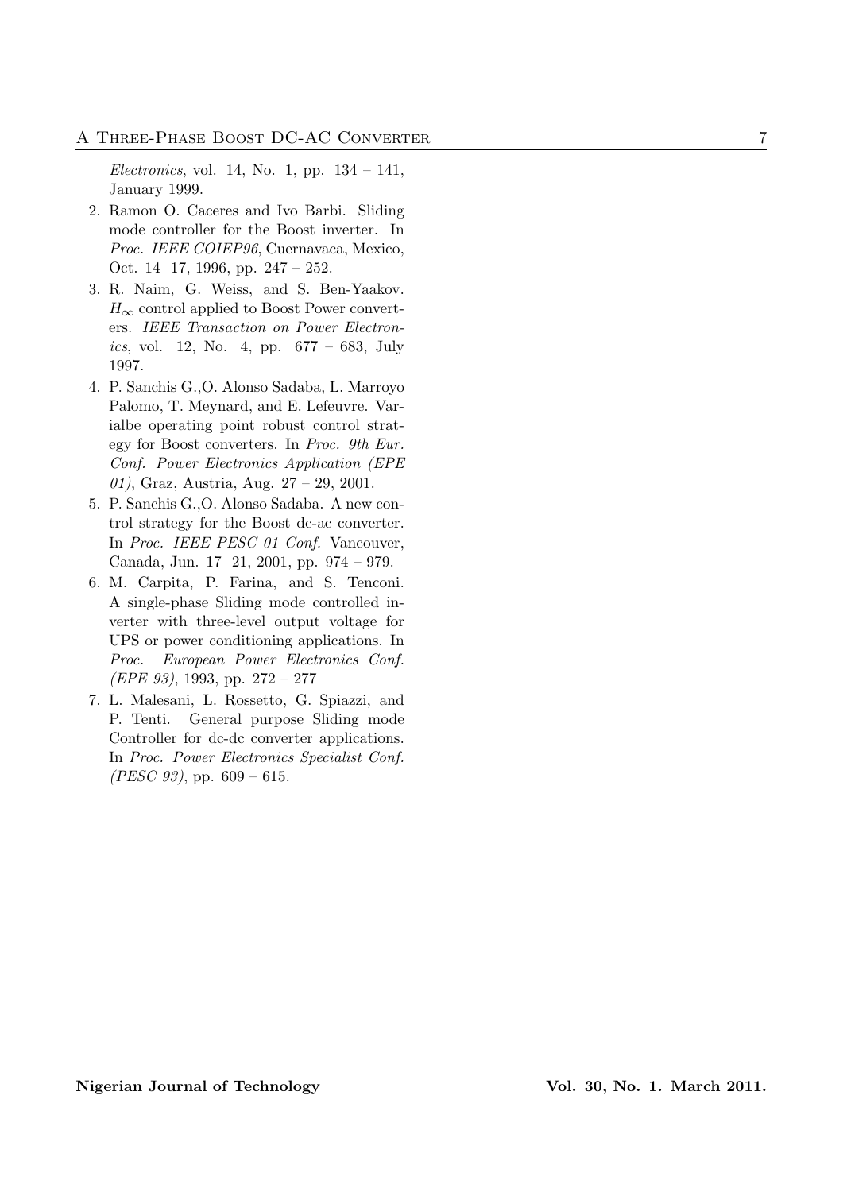*Electronics*, vol. 14, No. 1, pp. 134 – 141, January 1999.

2. Ramon O. Caceres and Ivo Barbi. Sliding mode controller for the Boost inverter. In *Proc. IEEE COIEP96*, Cuernavaca, Mexico, Oct. 14 17, 1996, pp. 247 – 252.
3. R. Naim, G. Weiss, and S. Ben-Yaakov. $H_\infty$ control applied to Boost Power converters. *IEEE Transaction on Power Electronics*, vol. 12, No. 4, pp. 677 – 683, July 1997.
4. P. Sanchis G.,O. Alonso Sadaba, L. Marroyo Palomo, T. Meynard, and E. Lefeuvre. Varialbe operating point robust control strategy for Boost converters. In *Proc. 9th Eur. Conf. Power Electronics Application (EPE 01)*, Graz, Austria, Aug. 27 – 29, 2001.
5. P. Sanchis G.,O. Alonso Sadaba. A new control strategy for the Boost dc-ac converter. In *Proc. IEEE PESC 01 Conf.* Vancouver, Canada, Jun. 17 21, 2001, pp. 974 – 979.
6. M. Carpita, P. Farina, and S. Tenconi. A single-phase Sliding mode controlled inverter with three-level output voltage for UPS or power conditioning applications. In *Proc. European Power Electronics Conf. (EPE 93)*, 1993, pp. 272 – 277
7. L. Malesani, L. Rossetto, G. Spiazzi, and P. Tenti. General purpose Sliding mode Controller for dc-dc converter applications. In *Proc. Power Electronics Specialist Conf. (PESC 93)*, pp. 609 – 615.